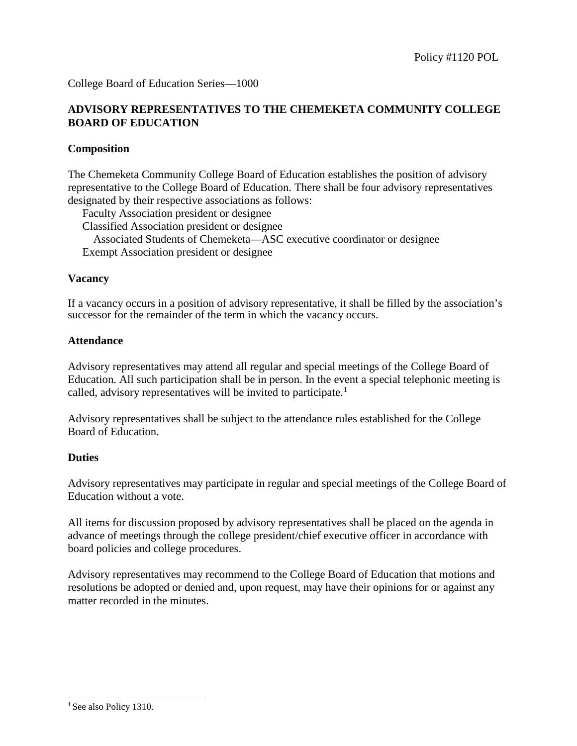Policy #1120 POL

College Board of Education Series—1000

## ADVISORY REPRESENTATIVES TO THE CHEMEKETA COMMUNITY COLLEGE BOARD OF EDUCATION

### Composition

The Chemeketa Community College Board of Education establishes the position of advisory representative to the College Board of Education. There shall be four advisory representatives designated by their respective associations as follows:

- Faculty Association president or designee
- Classified Association president or designee
- Associated Students of Chemeketa—ASC executive coordinator or designee
- Exempt Association president or designee

### Vacancy

If a vacancy occurs in a position of advisory representative, it shall be filled by the association's successor for the remainder of the term in which the vacancy occurs.

### Attendance

Advisory representatives may attend all regular and special meetings of the College Board of Education. All such participation shall be in person. In the event a special telephonic meeting is called, advisory representatives will be invited to participate.[1]

Advisory representatives shall be subject to the attendance rules established for the College Board of Education.

### Duties

Advisory representatives may participate in regular and special meetings of the College Board of Education without a vote.

All items for discussion proposed by advisory representatives shall be placed on the agenda in advance of meetings through the college president/chief executive officer in accordance with board policies and college procedures.

Advisory representatives may recommend to the College Board of Education that motions and resolutions be adopted or denied and, upon request, may have their opinions for or against any matter recorded in the minutes.

---

[1] See also Policy 1310.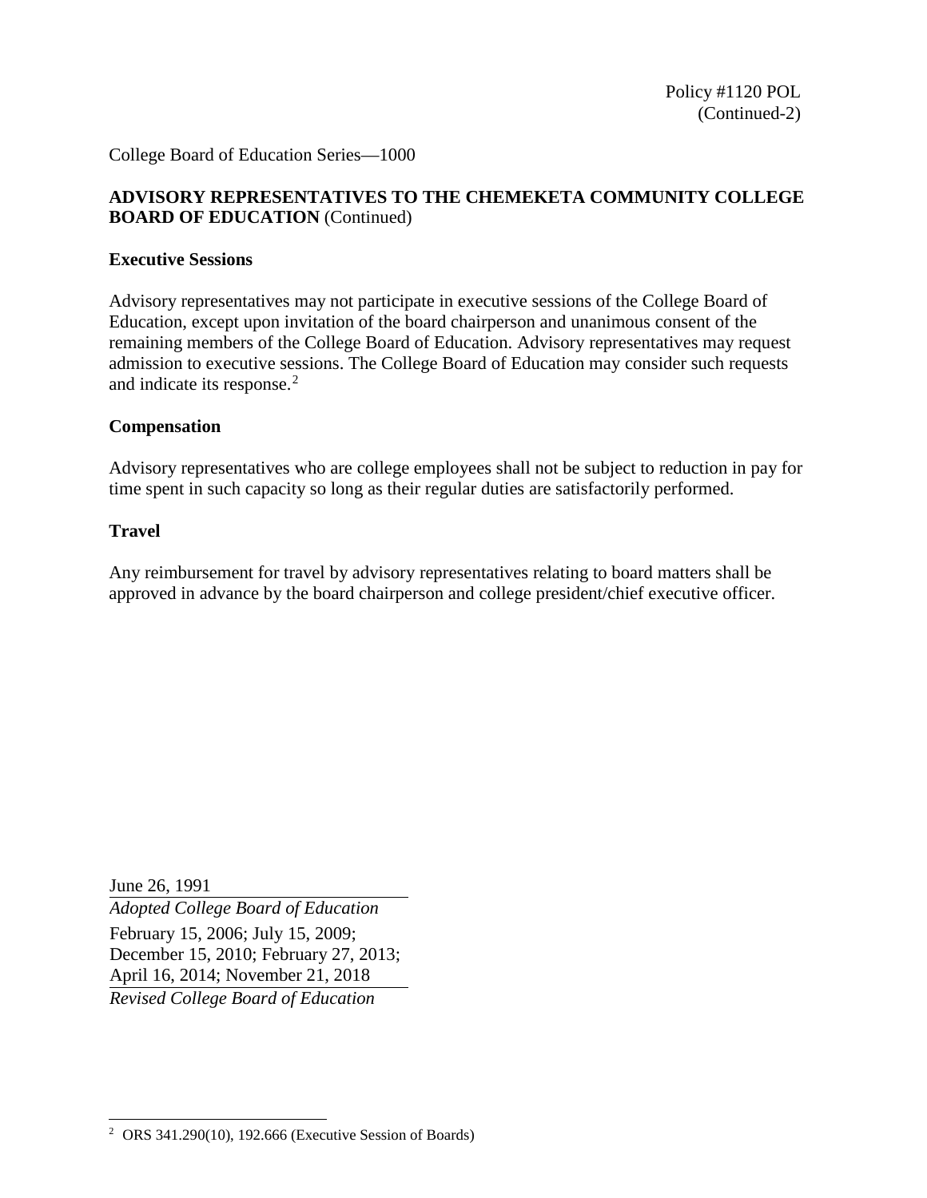Policy #1120 POL
(Continued-2)

College Board of Education Series—1000

**ADVISORY REPRESENTATIVES TO THE CHEMEKETA COMMUNITY COLLEGE BOARD OF EDUCATION** (Continued)

### Executive Sessions

Advisory representatives may not participate in executive sessions of the College Board of Education, except upon invitation of the board chairperson and unanimous consent of the remaining members of the College Board of Education. Advisory representatives may request admission to executive sessions. The College Board of Education may consider such requests and indicate its response.[2]

### Compensation

Advisory representatives who are college employees shall not be subject to reduction in pay for time spent in such capacity so long as their regular duties are satisfactorily performed.

### Travel

Any reimbursement for travel by advisory representatives relating to board matters shall be approved in advance by the board chairperson and college president/chief executive officer.

June 26, 1991
*Adopted College Board of Education*

February 15, 2006; July 15, 2009;
December 15, 2010; February 27, 2013;
April 16, 2014; November 21, 2018
*Revised College Board of Education*

[2] ORS 341.290(10), 192.666 (Executive Session of Boards)